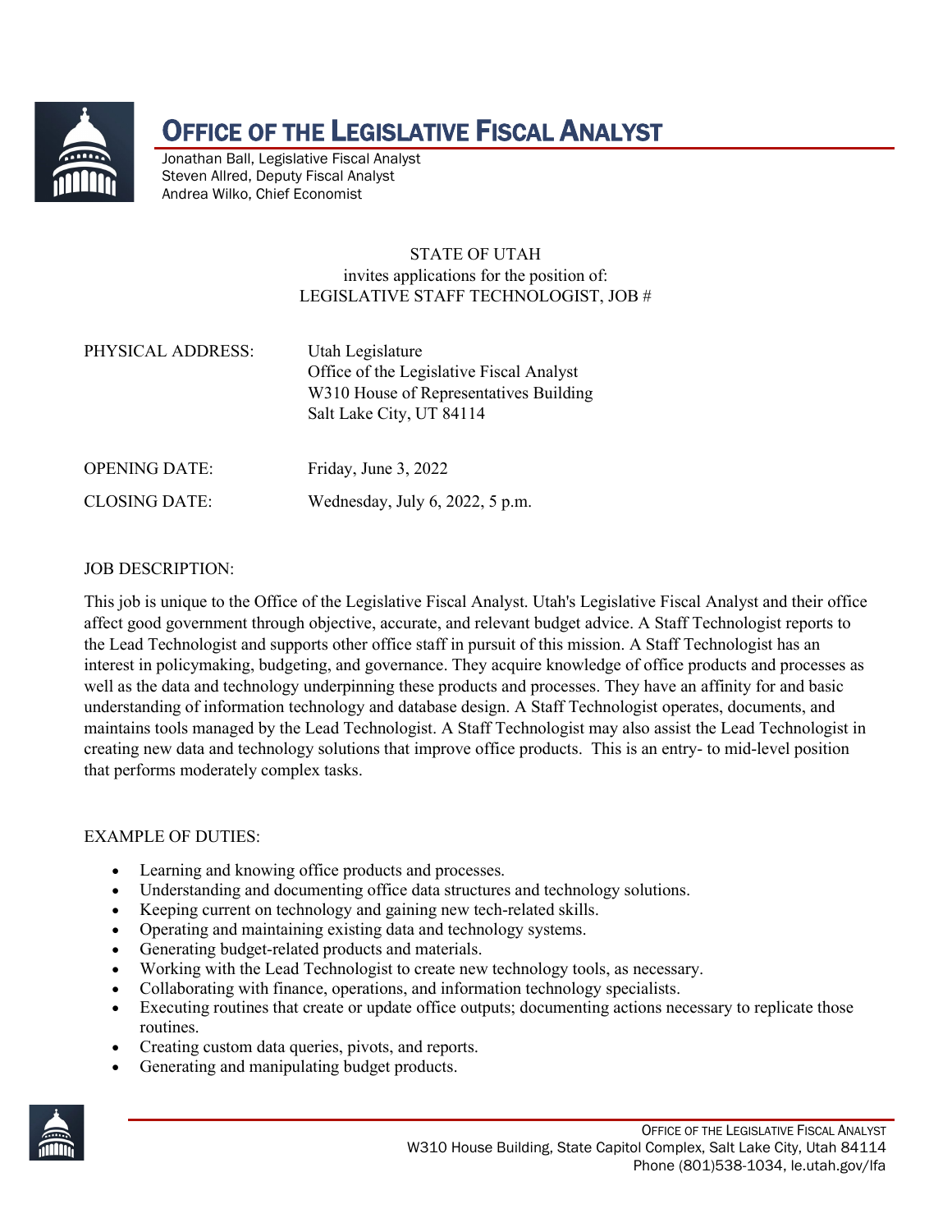# OFFICE OF THE LEGISLATIVE FISCAL ANALYST

Jonathan Ball, Legislative Fiscal Analyst
Steven Allred, Deputy Fiscal Analyst
Andrea Wilko, Chief Economist

STATE OF UTAH
invites applications for the position of:
LEGISLATIVE STAFF TECHNOLOGIST, JOB #

| | |
|---|---|
| PHYSICAL ADDRESS: | Utah Legislature<br>Office of the Legislative Fiscal Analyst<br>W310 House of Representatives Building<br>Salt Lake City, UT 84114 |
| OPENING DATE: | Friday, June 3, 2022 |
| CLOSING DATE: | Wednesday, July 6, 2022, 5 p.m. |

## JOB DESCRIPTION:

This job is unique to the Office of the Legislative Fiscal Analyst. Utah's Legislative Fiscal Analyst and their office affect good government through objective, accurate, and relevant budget advice. A Staff Technologist reports to the Lead Technologist and supports other office staff in pursuit of this mission. A Staff Technologist has an interest in policymaking, budgeting, and governance. They acquire knowledge of office products and processes as well as the data and technology underpinning these products and processes. They have an affinity for and basic understanding of information technology and database design. A Staff Technologist operates, documents, and maintains tools managed by the Lead Technologist. A Staff Technologist may also assist the Lead Technologist in creating new data and technology solutions that improve office products. This is an entry- to mid-level position that performs moderately complex tasks.

## EXAMPLE OF DUTIES:

- Learning and knowing office products and processes.
- Understanding and documenting office data structures and technology solutions.
- Keeping current on technology and gaining new tech-related skills.
- Operating and maintaining existing data and technology systems.
- Generating budget-related products and materials.
- Working with the Lead Technologist to create new technology tools, as necessary.
- Collaborating with finance, operations, and information technology specialists.
- Executing routines that create or update office outputs; documenting actions necessary to replicate those routines.
- Creating custom data queries, pivots, and reports.
- Generating and manipulating budget products.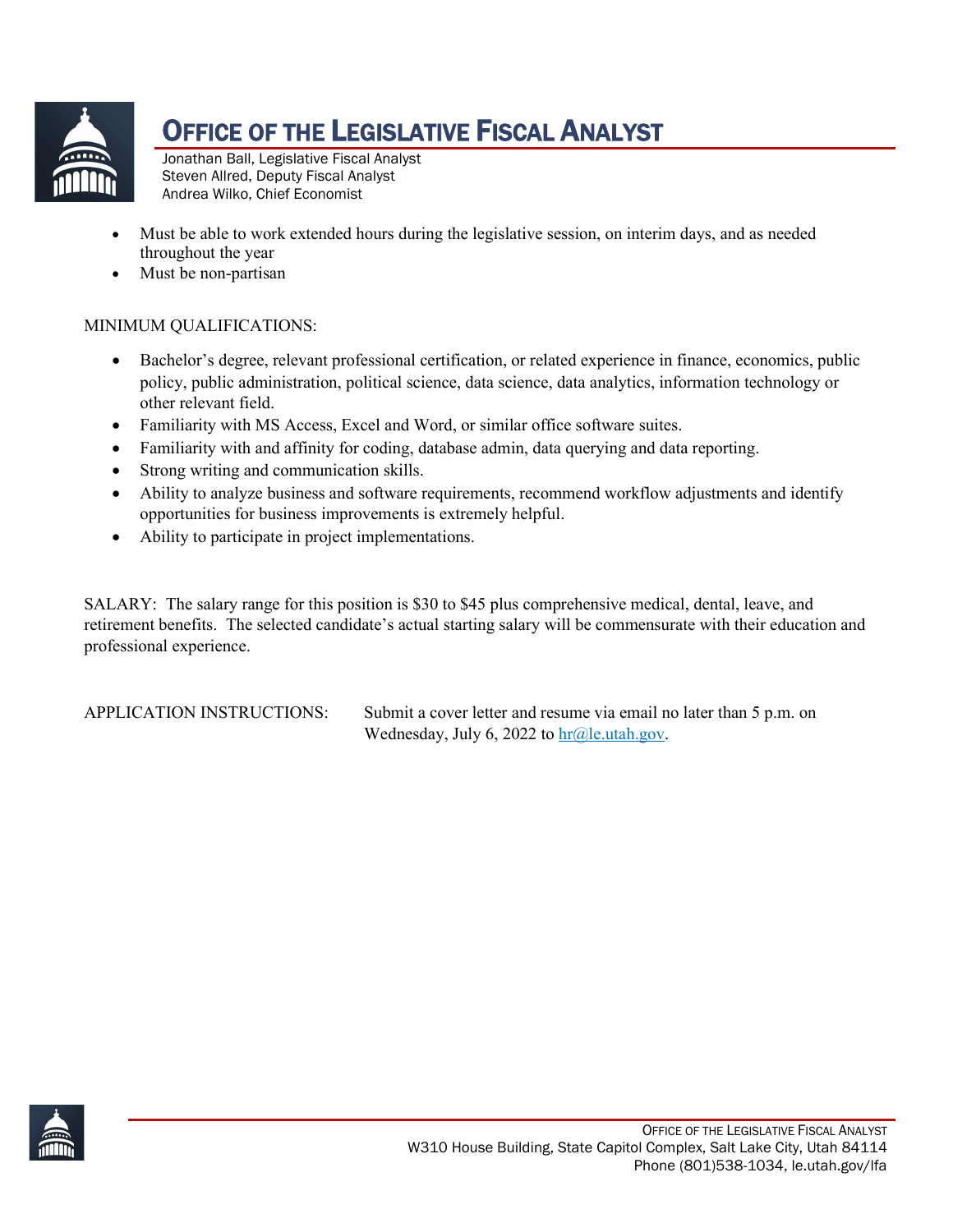- Must be able to work extended hours during the legislative session, on interim days, and as needed throughout the year
- Must be non-partisan

MINIMUM QUALIFICATIONS:

- Bachelor's degree, relevant professional certification, or related experience in finance, economics, public policy, public administration, political science, data science, data analytics, information technology or other relevant field.
- Familiarity with MS Access, Excel and Word, or similar office software suites.
- Familiarity with and affinity for coding, database admin, data querying and data reporting.
- Strong writing and communication skills.
- Ability to analyze business and software requirements, recommend workflow adjustments and identify opportunities for business improvements is extremely helpful.
- Ability to participate in project implementations.

SALARY: The salary range for this position is $30 to $45 plus comprehensive medical, dental, leave, and retirement benefits. The selected candidate's actual starting salary will be commensurate with their education and professional experience.

APPLICATION INSTRUCTIONS: Submit a cover letter and resume via email no later than 5 p.m. on Wednesday, July 6, 2022 to hr@le.utah.gov.